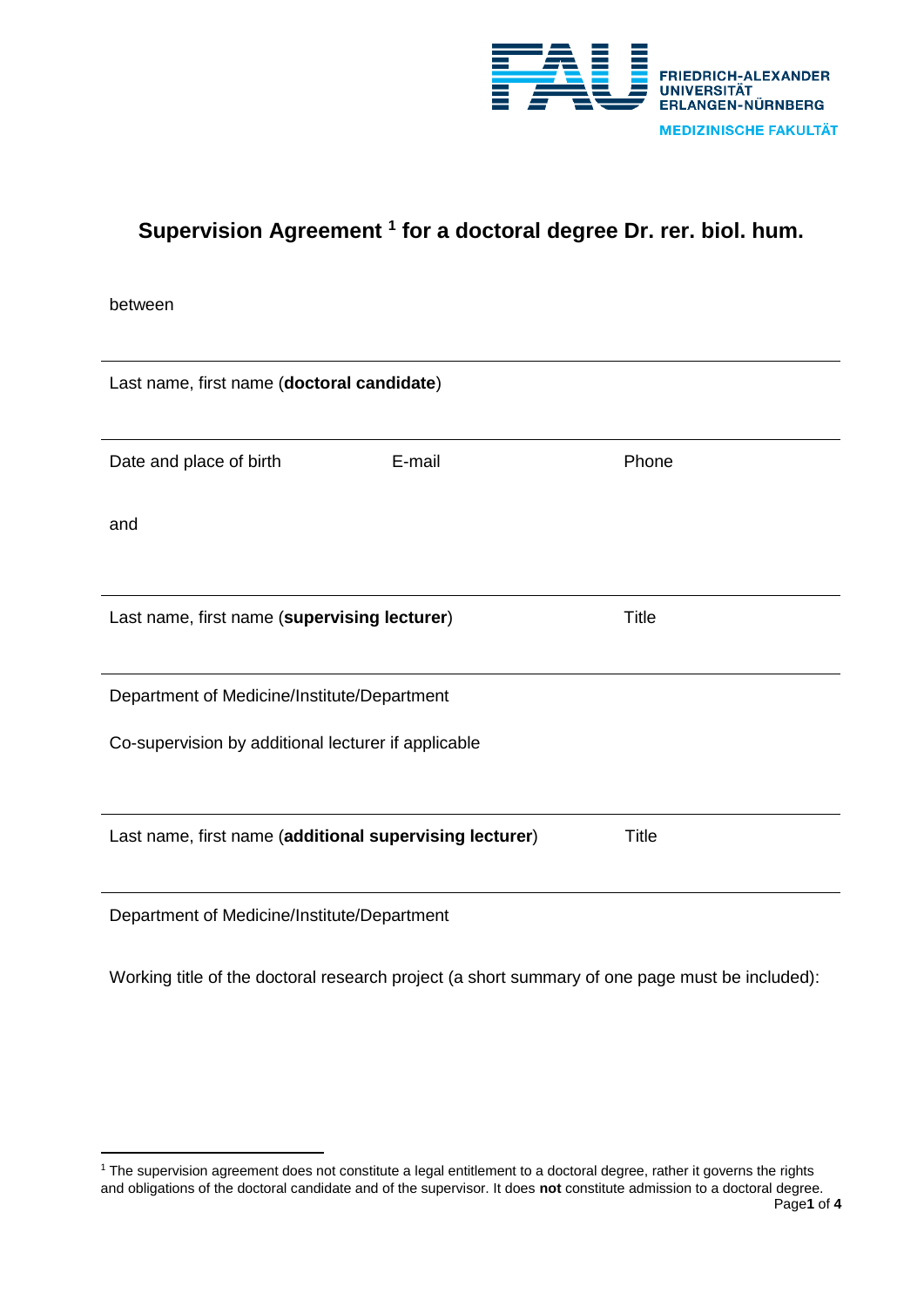FRIEDRICH-ALEXANDER UNIVERSITÄT ERLANGEN-NÜRNBERG
MEDIZINISCHE FAKULTÄT

# Supervision Agreement [1] for a doctoral degree Dr. rer. biol. hum.

between

---

Last name, first name (**doctoral candidate**)

---

Date and place of birth | E-mail | Phone

and

---

Last name, first name (**supervising lecturer**) | Title

---

Department of Medicine/Institute/Department

Co-supervision by additional lecturer if applicable

---

Last name, first name (**additional supervising lecturer**) | Title

---

Department of Medicine/Institute/Department

Working title of the doctoral research project (a short summary of one page must be included):

---

[1] The supervision agreement does not constitute a legal entitlement to a doctoral degree, rather it governs the rights and obligations of the doctoral candidate and of the supervisor. It does **not** constitute admission to a doctoral degree.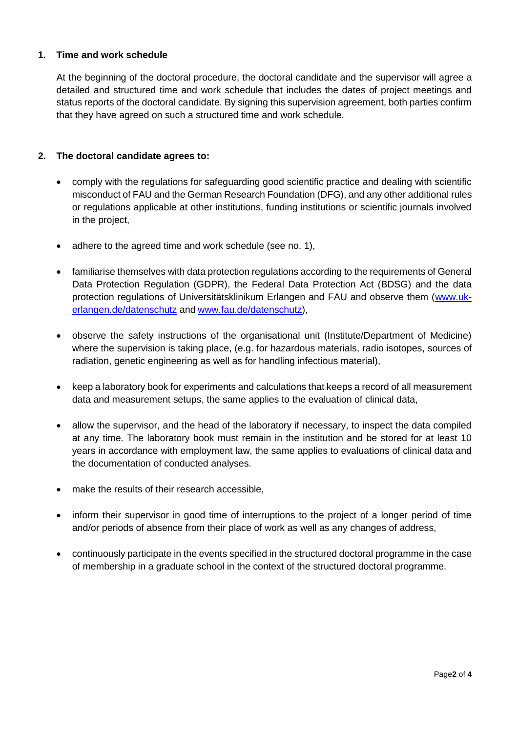## 1. Time and work schedule

At the beginning of the doctoral procedure, the doctoral candidate and the supervisor will agree a detailed and structured time and work schedule that includes the dates of project meetings and status reports of the doctoral candidate. By signing this supervision agreement, both parties confirm that they have agreed on such a structured time and work schedule.

## 2. The doctoral candidate agrees to:

- comply with the regulations for safeguarding good scientific practice and dealing with scientific misconduct of FAU and the German Research Foundation (DFG), and any other additional rules or regulations applicable at other institutions, funding institutions or scientific journals involved in the project,
- adhere to the agreed time and work schedule (see no. 1),
- familiarise themselves with data protection regulations according to the requirements of General Data Protection Regulation (GDPR), the Federal Data Protection Act (BDSG) and the data protection regulations of Universitätsklinikum Erlangen and FAU and observe them ([www.uk-erlangen.de/datenschutz](http://www.uk-erlangen.de/datenschutz) and [www.fau.de/datenschutz](http://www.fau.de/datenschutz)),
- observe the safety instructions of the organisational unit (Institute/Department of Medicine) where the supervision is taking place, (e.g. for hazardous materials, radio isotopes, sources of radiation, genetic engineering as well as for handling infectious material),
- keep a laboratory book for experiments and calculations that keeps a record of all measurement data and measurement setups, the same applies to the evaluation of clinical data,
- allow the supervisor, and the head of the laboratory if necessary, to inspect the data compiled at any time. The laboratory book must remain in the institution and be stored for at least 10 years in accordance with employment law, the same applies to evaluations of clinical data and the documentation of conducted analyses.
- make the results of their research accessible,
- inform their supervisor in good time of interruptions to the project of a longer period of time and/or periods of absence from their place of work as well as any changes of address,
- continuously participate in the events specified in the structured doctoral programme in the case of membership in a graduate school in the context of the structured doctoral programme.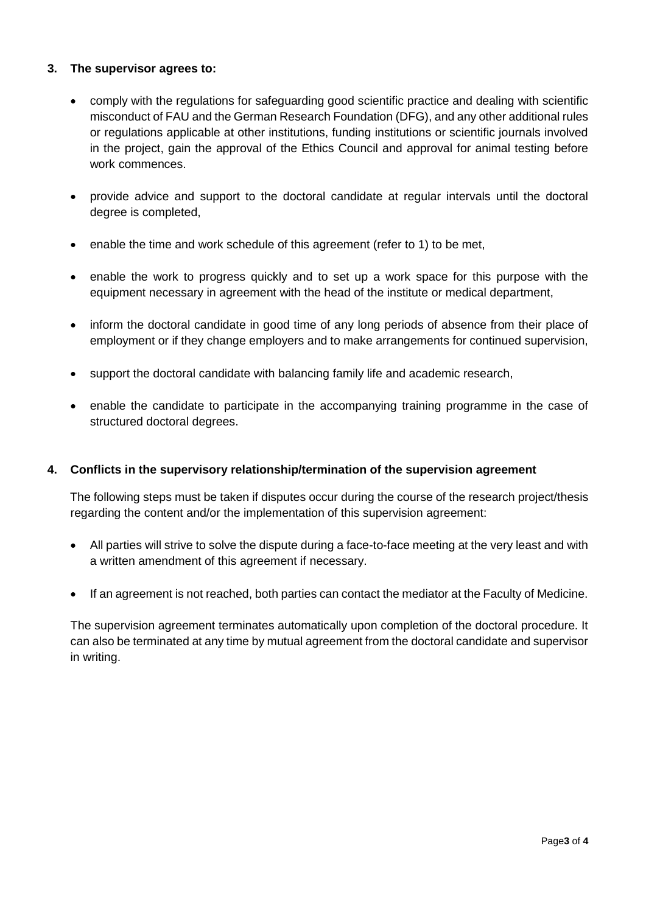## 3. The supervisor agrees to:

- comply with the regulations for safeguarding good scientific practice and dealing with scientific misconduct of FAU and the German Research Foundation (DFG), and any other additional rules or regulations applicable at other institutions, funding institutions or scientific journals involved in the project, gain the approval of the Ethics Council and approval for animal testing before work commences.
- provide advice and support to the doctoral candidate at regular intervals until the doctoral degree is completed,
- enable the time and work schedule of this agreement (refer to 1) to be met,
- enable the work to progress quickly and to set up a work space for this purpose with the equipment necessary in agreement with the head of the institute or medical department,
- inform the doctoral candidate in good time of any long periods of absence from their place of employment or if they change employers and to make arrangements for continued supervision,
- support the doctoral candidate with balancing family life and academic research,
- enable the candidate to participate in the accompanying training programme in the case of structured doctoral degrees.

## 4. Conflicts in the supervisory relationship/termination of the supervision agreement

The following steps must be taken if disputes occur during the course of the research project/thesis regarding the content and/or the implementation of this supervision agreement:

- All parties will strive to solve the dispute during a face-to-face meeting at the very least and with a written amendment of this agreement if necessary.
- If an agreement is not reached, both parties can contact the mediator at the Faculty of Medicine.

The supervision agreement terminates automatically upon completion of the doctoral procedure. It can also be terminated at any time by mutual agreement from the doctoral candidate and supervisor in writing.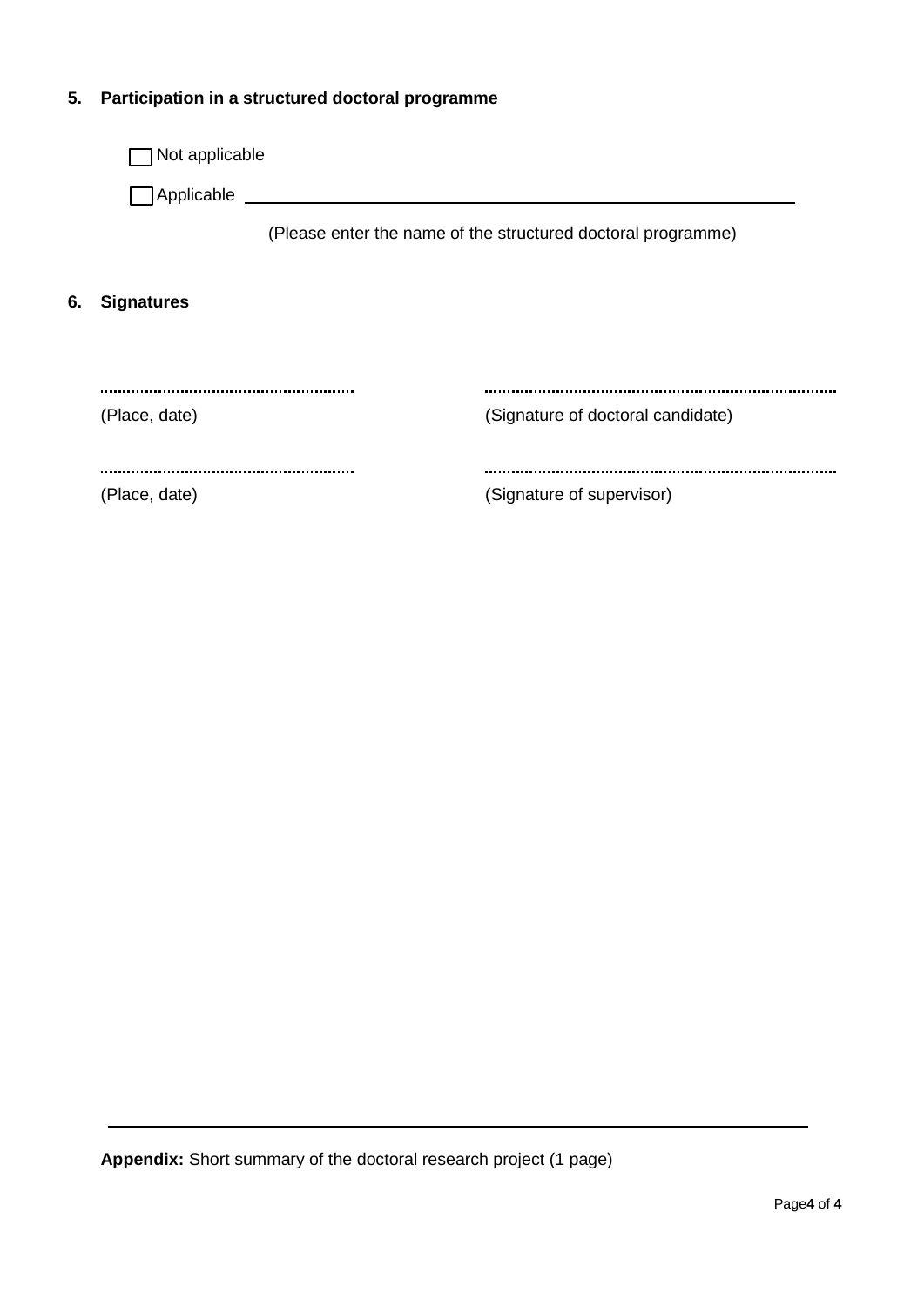## 5. Participation in a structured doctoral programme

☐ Not applicable

☐ Applicable ______________________________________________

(Please enter the name of the structured doctoral programme)

## 6. Signatures

| | |
|---|---|
| ........................................................ | ........................................................................... |
| (Place, date) | (Signature of doctoral candidate) |
| ........................................................ | ........................................................................... |
| (Place, date) | (Signature of supervisor) |

---

**Appendix:** Short summary of the doctoral research project (1 page)